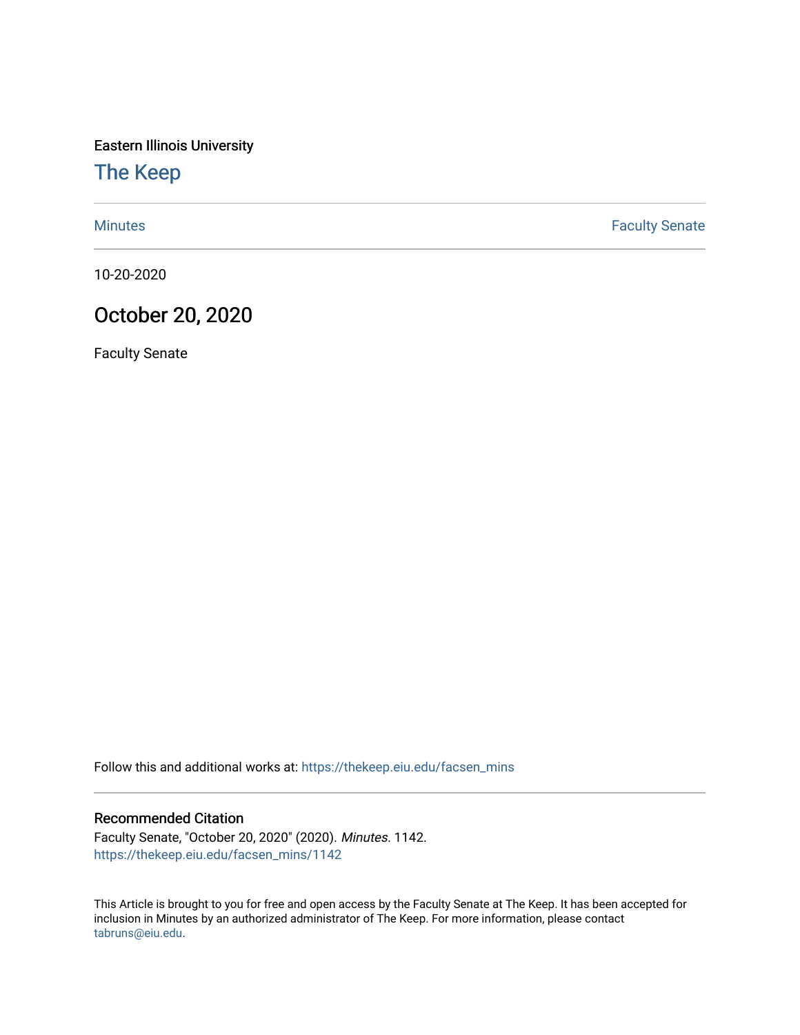Eastern Illinois University

# The Keep

Minutes | Faculty Senate
---|---

10-20-2020

## October 20, 2020

Faculty Senate

Follow this and additional works at: https://thekeep.eiu.edu/facsen_mins

### Recommended Citation

Faculty Senate, "October 20, 2020" (2020). *Minutes*. 1142.
https://thekeep.eiu.edu/facsen_mins/1142

This Article is brought to you for free and open access by the Faculty Senate at The Keep. It has been accepted for inclusion in Minutes by an authorized administrator of The Keep. For more information, please contact tabruns@eiu.edu.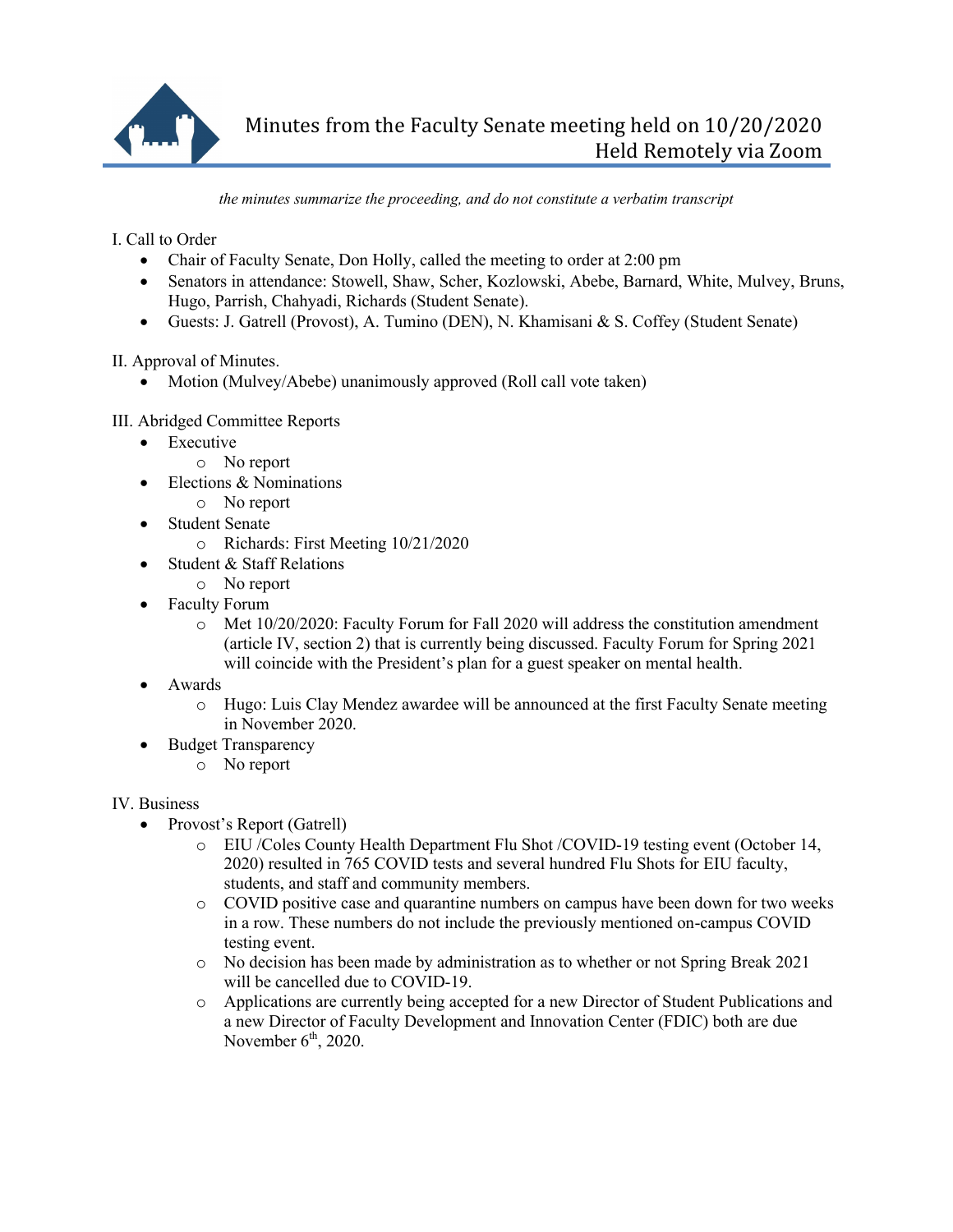# Minutes from the Faculty Senate meeting held on 10/20/2020
## Held Remotely via Zoom

*the minutes summarize the proceeding, and do not constitute a verbatim transcript*

I. Call to Order

- Chair of Faculty Senate, Don Holly, called the meeting to order at 2:00 pm
- Senators in attendance: Stowell, Shaw, Scher, Kozlowski, Abebe, Barnard, White, Mulvey, Bruns, Hugo, Parrish, Chahyadi, Richards (Student Senate).
- Guests: J. Gatrell (Provost), A. Tumino (DEN), N. Khamisani & S. Coffey (Student Senate)

II. Approval of Minutes.

- Motion (Mulvey/Abebe) unanimously approved (Roll call vote taken)

III. Abridged Committee Reports

- Executive
  - No report
- Elections & Nominations
  - No report
- Student Senate
  - Richards: First Meeting 10/21/2020
- Student & Staff Relations
  - No report
- Faculty Forum
  - Met 10/20/2020: Faculty Forum for Fall 2020 will address the constitution amendment (article IV, section 2) that is currently being discussed. Faculty Forum for Spring 2021 will coincide with the President's plan for a guest speaker on mental health.
- Awards
  - Hugo: Luis Clay Mendez awardee will be announced at the first Faculty Senate meeting in November 2020.
- Budget Transparency
  - No report

IV. Business

- Provost's Report (Gatrell)
  - EIU /Coles County Health Department Flu Shot /COVID-19 testing event (October 14, 2020) resulted in 765 COVID tests and several hundred Flu Shots for EIU faculty, students, and staff and community members.
  - COVID positive case and quarantine numbers on campus have been down for two weeks in a row. These numbers do not include the previously mentioned on-campus COVID testing event.
  - No decision has been made by administration as to whether or not Spring Break 2021 will be cancelled due to COVID-19.
  - Applications are currently being accepted for a new Director of Student Publications and a new Director of Faculty Development and Innovation Center (FDIC) both are due November 6th, 2020.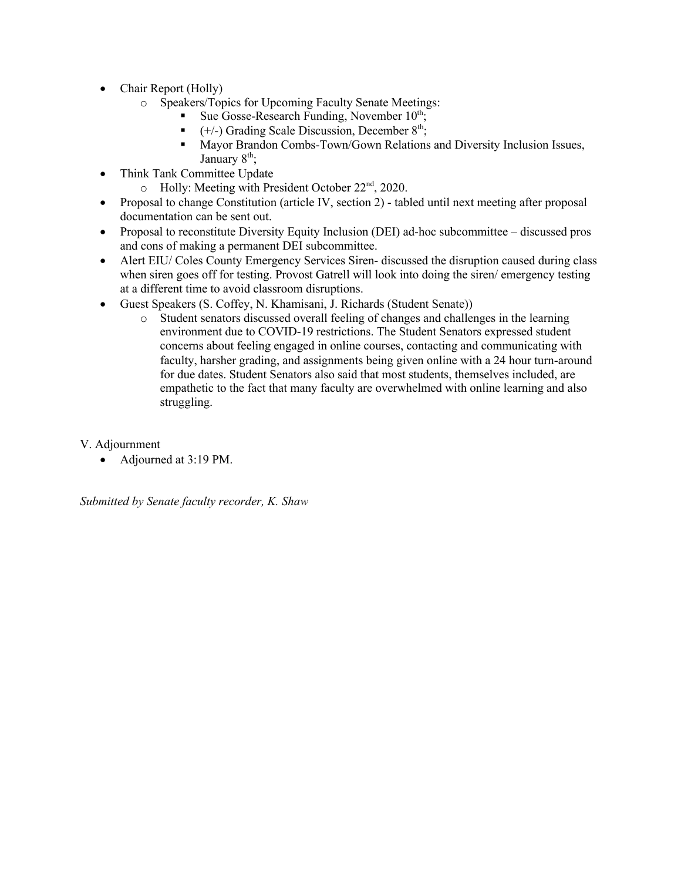- Chair Report (Holly)
  - Speakers/Topics for Upcoming Faculty Senate Meetings:
    - Sue Gosse-Research Funding, November 10th;
    - (+/-) Grading Scale Discussion, December 8th;
    - Mayor Brandon Combs-Town/Gown Relations and Diversity Inclusion Issues, January 8th;
- Think Tank Committee Update
  - Holly: Meeting with President October 22nd, 2020.
- Proposal to change Constitution (article IV, section 2) - tabled until next meeting after proposal documentation can be sent out.
- Proposal to reconstitute Diversity Equity Inclusion (DEI) ad-hoc subcommittee – discussed pros and cons of making a permanent DEI subcommittee.
- Alert EIU/ Coles County Emergency Services Siren- discussed the disruption caused during class when siren goes off for testing. Provost Gatrell will look into doing the siren/ emergency testing at a different time to avoid classroom disruptions.
- Guest Speakers (S. Coffey, N. Khamisani, J. Richards (Student Senate))
  - Student senators discussed overall feeling of changes and challenges in the learning environment due to COVID-19 restrictions. The Student Senators expressed student concerns about feeling engaged in online courses, contacting and communicating with faculty, harsher grading, and assignments being given online with a 24 hour turn-around for due dates. Student Senators also said that most students, themselves included, are empathetic to the fact that many faculty are overwhelmed with online learning and also struggling.

V. Adjournment

- Adjourned at 3:19 PM.

*Submitted by Senate faculty recorder, K. Shaw*